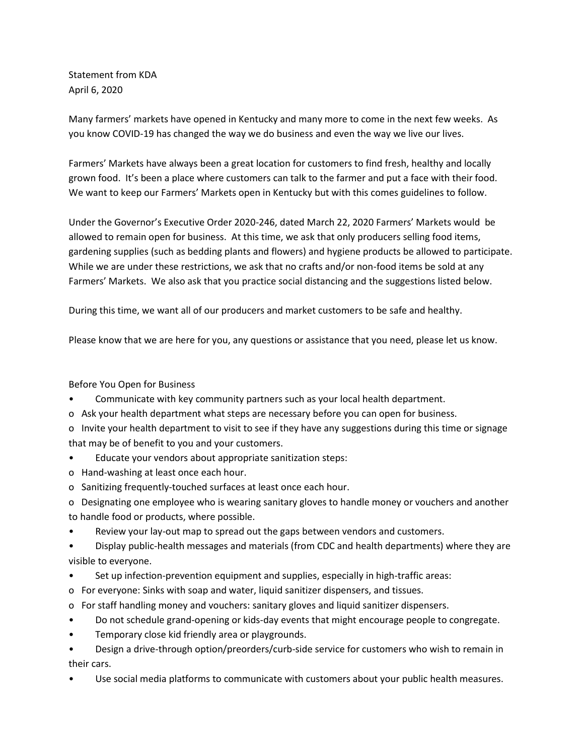Statement from KDA
April 6, 2020

Many farmers' markets have opened in Kentucky and many more to come in the next few weeks. As you know COVID-19 has changed the way we do business and even the way we live our lives.

Farmers' Markets have always been a great location for customers to find fresh, healthy and locally grown food. It's been a place where customers can talk to the farmer and put a face with their food. We want to keep our Farmers' Markets open in Kentucky but with this comes guidelines to follow.

Under the Governor's Executive Order 2020-246, dated March 22, 2020 Farmers' Markets would be allowed to remain open for business. At this time, we ask that only producers selling food items, gardening supplies (such as bedding plants and flowers) and hygiene products be allowed to participate. While we are under these restrictions, we ask that no crafts and/or non-food items be sold at any Farmers' Markets. We also ask that you practice social distancing and the suggestions listed below.

During this time, we want all of our producers and market customers to be safe and healthy.

Please know that we are here for you, any questions or assistance that you need, please let us know.

Before You Open for Business

- Communicate with key community partners such as your local health department.
  - Ask your health department what steps are necessary before you can open for business.
  - Invite your health department to visit to see if they have any suggestions during this time or signage that may be of benefit to you and your customers.
- Educate your vendors about appropriate sanitization steps:
  - Hand-washing at least once each hour.
  - Sanitizing frequently-touched surfaces at least once each hour.
  - Designating one employee who is wearing sanitary gloves to handle money or vouchers and another to handle food or products, where possible.
- Review your lay-out map to spread out the gaps between vendors and customers.
- Display public-health messages and materials (from CDC and health departments) where they are visible to everyone.
- Set up infection-prevention equipment and supplies, especially in high-traffic areas:
  - For everyone: Sinks with soap and water, liquid sanitizer dispensers, and tissues.
  - For staff handling money and vouchers: sanitary gloves and liquid sanitizer dispensers.
- Do not schedule grand-opening or kids-day events that might encourage people to congregate.
- Temporary close kid friendly area or playgrounds.
- Design a drive-through option/preorders/curb-side service for customers who wish to remain in their cars.
- Use social media platforms to communicate with customers about your public health measures.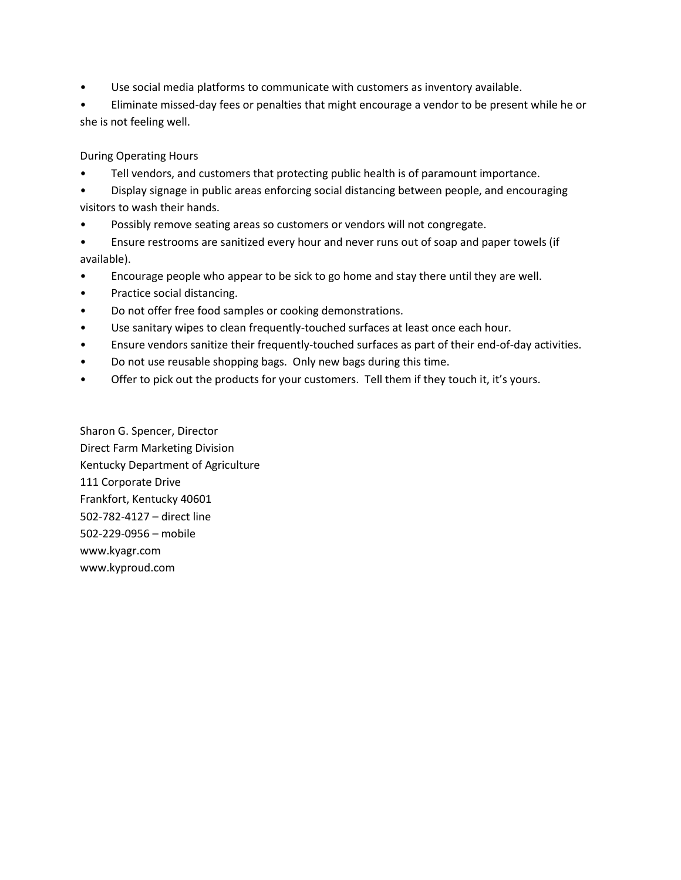- Use social media platforms to communicate with customers as inventory available.
- Eliminate missed-day fees or penalties that might encourage a vendor to be present while he or she is not feeling well.

During Operating Hours

- Tell vendors, and customers that protecting public health is of paramount importance.
- Display signage in public areas enforcing social distancing between people, and encouraging visitors to wash their hands.
- Possibly remove seating areas so customers or vendors will not congregate.
- Ensure restrooms are sanitized every hour and never runs out of soap and paper towels (if available).
- Encourage people who appear to be sick to go home and stay there until they are well.
- Practice social distancing.
- Do not offer free food samples or cooking demonstrations.
- Use sanitary wipes to clean frequently-touched surfaces at least once each hour.
- Ensure vendors sanitize their frequently-touched surfaces as part of their end-of-day activities.
- Do not use reusable shopping bags. Only new bags during this time.
- Offer to pick out the products for your customers. Tell them if they touch it, it's yours.

Sharon G. Spencer, Director
Direct Farm Marketing Division
Kentucky Department of Agriculture
111 Corporate Drive
Frankfort, Kentucky 40601
502-782-4127 – direct line
502-229-0956 – mobile
www.kyagr.com
www.kyproud.com